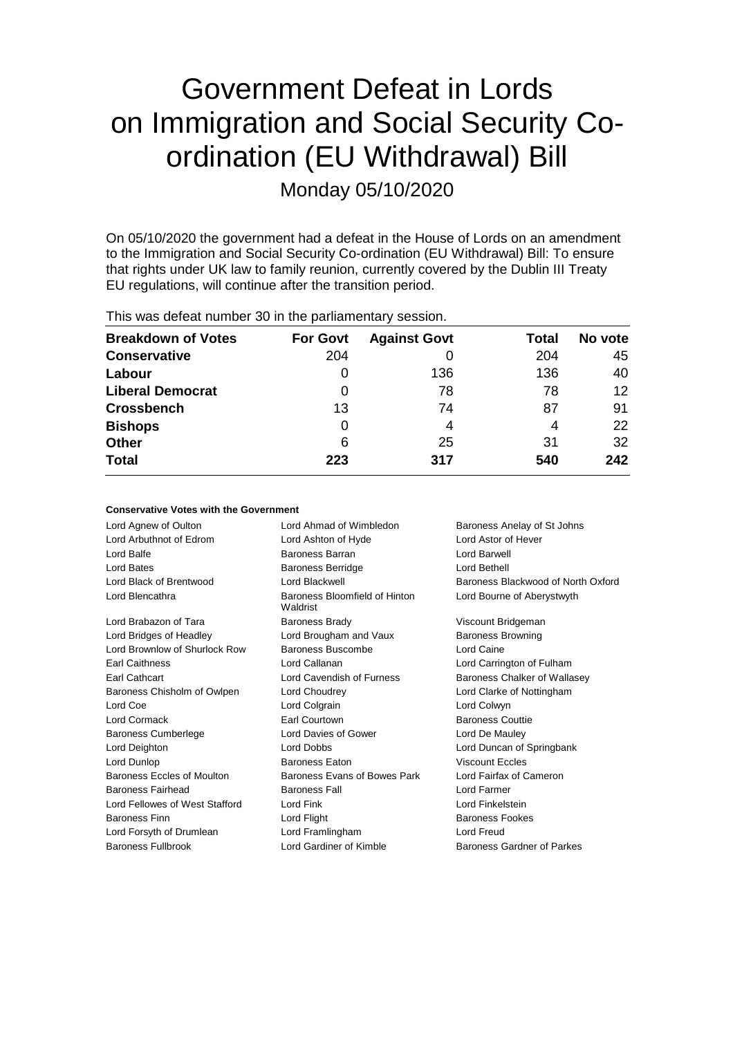# Government Defeat in Lords on Immigration and Social Security Co-ordination (EU Withdrawal) Bill

Monday 05/10/2020

On 05/10/2020 the government had a defeat in the House of Lords on an amendment to the Immigration and Social Security Co-ordination (EU Withdrawal) Bill: To ensure that rights under UK law to family reunion, currently covered by the Dublin III Treaty EU regulations, will continue after the transition period.

This was defeat number 30 in the parliamentary session.

| Breakdown of Votes | For Govt | Against Govt | Total | No vote |
|---|---|---|---|---|
| **Conservative** | 204 | 0 | 204 | 45 |
| **Labour** | 0 | 136 | 136 | 40 |
| **Liberal Democrat** | 0 | 78 | 78 | 12 |
| **Crossbench** | 13 | 74 | 87 | 91 |
| **Bishops** | 0 | 4 | 4 | 22 |
| **Other** | 6 | 25 | 31 | 32 |
| **Total** | **223** | **317** | **540** | **242** |

**Conservative Votes with the Government**

| | | |
|---|---|---|
| Lord Agnew of Oulton | Lord Ahmad of Wimbledon | Baroness Anelay of St Johns |
| Lord Arbuthnot of Edrom | Lord Ashton of Hyde | Lord Astor of Hever |
| Lord Balfe | Baroness Barran | Lord Barwell |
| Lord Bates | Baroness Berridge | Lord Bethell |
| Lord Black of Brentwood | Lord Blackwell | Baroness Blackwood of North Oxford |
| Lord Blencathra | Baroness Bloomfield of Hinton Waldrist | Lord Bourne of Aberystwyth |
| Lord Brabazon of Tara | Baroness Brady | Viscount Bridgeman |
| Lord Bridges of Headley | Lord Brougham and Vaux | Baroness Browning |
| Lord Brownlow of Shurlock Row | Baroness Buscombe | Lord Caine |
| Earl Caithness | Lord Callanan | Lord Carrington of Fulham |
| Earl Cathcart | Lord Cavendish of Furness | Baroness Chalker of Wallasey |
| Baroness Chisholm of Owlpen | Lord Choudrey | Lord Clarke of Nottingham |
| Lord Coe | Lord Colgrain | Lord Colwyn |
| Lord Cormack | Earl Courtown | Baroness Couttie |
| Baroness Cumberlege | Lord Davies of Gower | Lord De Mauley |
| Lord Deighton | Lord Dobbs | Lord Duncan of Springbank |
| Lord Dunlop | Baroness Eaton | Viscount Eccles |
| Baroness Eccles of Moulton | Baroness Evans of Bowes Park | Lord Fairfax of Cameron |
| Baroness Fairhead | Baroness Fall | Lord Farmer |
| Lord Fellowes of West Stafford | Lord Fink | Lord Finkelstein |
| Baroness Finn | Lord Flight | Baroness Fookes |
| Lord Forsyth of Drumlean | Lord Framlingham | Lord Freud |
| Baroness Fullbrook | Lord Gardiner of Kimble | Baroness Gardner of Parkes |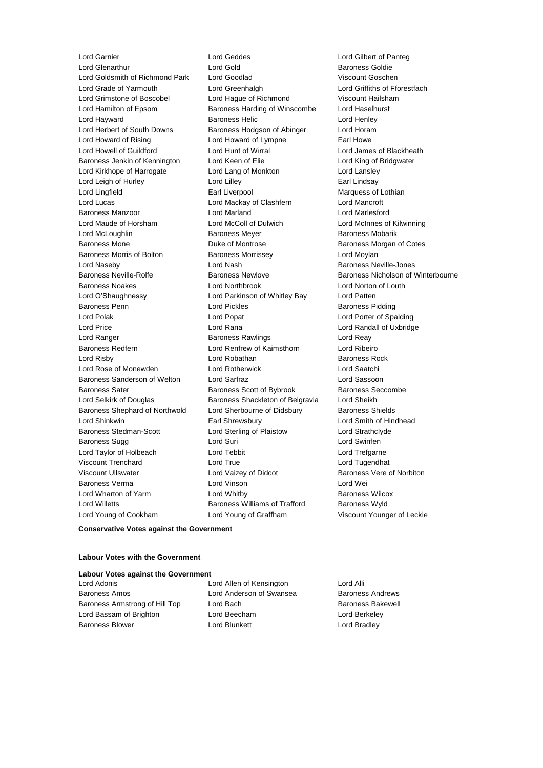Lord Garnier
Lord Geddes
Lord Gilbert of Panteg
Lord Glenarthur
Lord Gold
Baroness Goldie
Lord Goldsmith of Richmond Park
Lord Goodlad
Viscount Goschen
Lord Grade of Yarmouth
Lord Greenhalgh
Lord Griffiths of Fforestfach
Lord Grimstone of Boscobel
Lord Hague of Richmond
Viscount Hailsham
Lord Hamilton of Epsom
Baroness Harding of Winscombe
Lord Haselhurst
Lord Hayward
Baroness Helic
Lord Henley
Lord Herbert of South Downs
Baroness Hodgson of Abinger
Lord Horam
Lord Howard of Rising
Lord Howard of Lympne
Earl Howe
Lord Howell of Guildford
Lord Hunt of Wirral
Lord James of Blackheath
Baroness Jenkin of Kennington
Lord Keen of Elie
Lord King of Bridgwater
Lord Kirkhope of Harrogate
Lord Lang of Monkton
Lord Lansley
Lord Leigh of Hurley
Lord Lilley
Earl Lindsay
Lord Lingfield
Earl Liverpool
Marquess of Lothian
Lord Lucas
Lord Mackay of Clashfern
Lord Mancroft
Baroness Manzoor
Lord Marland
Lord Marlesford
Lord Maude of Horsham
Lord McColl of Dulwich
Lord McInnes of Kilwinning
Lord McLoughlin
Baroness Meyer
Baroness Mobarik
Baroness Mone
Duke of Montrose
Baroness Morgan of Cotes
Baroness Morris of Bolton
Baroness Morrissey
Lord Moylan
Lord Naseby
Lord Nash
Baroness Neville-Jones
Baroness Neville-Rolfe
Baroness Newlove
Baroness Nicholson of Winterbourne
Baroness Noakes
Lord Northbrook
Lord Norton of Louth
Lord O'Shaughnessy
Lord Parkinson of Whitley Bay
Lord Patten
Baroness Penn
Lord Pickles
Baroness Pidding
Lord Polak
Lord Popat
Lord Porter of Spalding
Lord Price
Lord Rana
Lord Randall of Uxbridge
Lord Ranger
Baroness Rawlings
Lord Reay
Baroness Redfern
Lord Renfrew of Kaimsthorn
Lord Ribeiro
Lord Risby
Lord Robathan
Baroness Rock
Lord Rose of Monewden
Lord Rotherwick
Lord Saatchi
Baroness Sanderson of Welton
Lord Sarfraz
Lord Sassoon
Baroness Sater
Baroness Scott of Bybrook
Baroness Seccombe
Lord Selkirk of Douglas
Baroness Shackleton of Belgravia
Lord Sheikh
Baroness Shephard of Northwold
Lord Sherbourne of Didsbury
Baroness Shields
Lord Shinkwin
Earl Shrewsbury
Lord Smith of Hindhead
Baroness Stedman-Scott
Lord Sterling of Plaistow
Lord Strathclyde
Baroness Sugg
Lord Suri
Lord Swinfen
Lord Taylor of Holbeach
Lord Tebbit
Lord Trefgarne
Viscount Trenchard
Lord True
Lord Tugendhat
Viscount Ullswater
Lord Vaizey of Didcot
Baroness Vere of Norbiton
Baroness Verma
Lord Vinson
Lord Wei
Lord Wharton of Yarm
Lord Whitby
Baroness Wilcox
Lord Willetts
Baroness Williams of Trafford
Baroness Wyld
Lord Young of Cookham
Lord Young of Graffham
Viscount Younger of Leckie

**Conservative Votes against the Government**

---

**Labour Votes with the Government**

**Labour Votes against the Government**

Lord Adonis
Lord Allen of Kensington
Lord Alli
Baroness Amos
Lord Anderson of Swansea
Baroness Andrews
Baroness Armstrong of Hill Top
Lord Bach
Baroness Bakewell
Lord Bassam of Brighton
Lord Beecham
Lord Berkeley
Baroness Blower
Lord Blunkett
Lord Bradley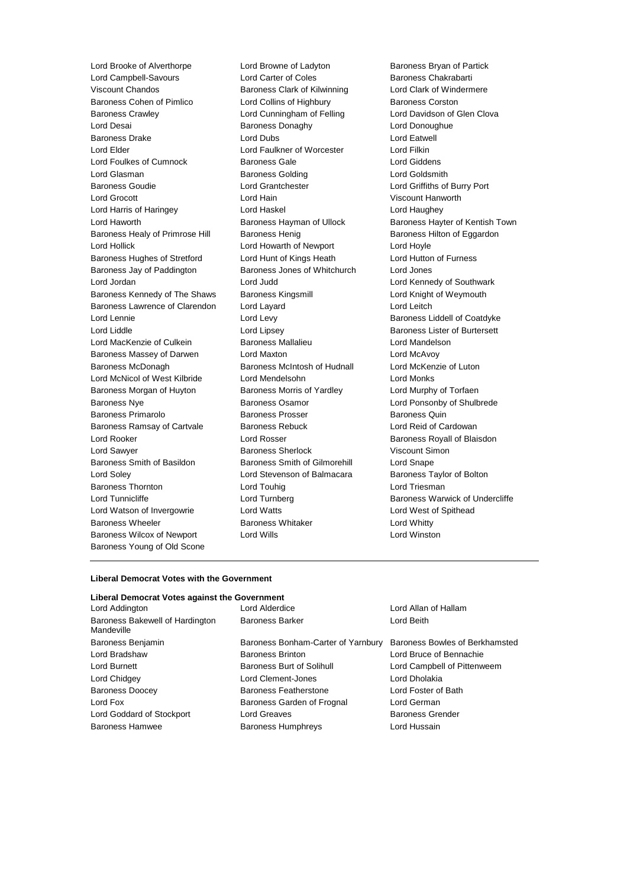Lord Brooke of Alverthorpe
Lord Browne of Ladyton
Baroness Bryan of Partick
Lord Campbell-Savours
Lord Carter of Coles
Baroness Chakrabarti
Viscount Chandos
Baroness Clark of Kilwinning
Lord Clark of Windermere
Baroness Cohen of Pimlico
Lord Collins of Highbury
Baroness Corston
Baroness Crawley
Lord Cunningham of Felling
Lord Davidson of Glen Clova
Lord Desai
Baroness Donaghy
Lord Donoughue
Baroness Drake
Lord Dubs
Lord Eatwell
Lord Elder
Lord Faulkner of Worcester
Lord Filkin
Lord Foulkes of Cumnock
Baroness Gale
Lord Giddens
Lord Glasman
Baroness Golding
Lord Goldsmith
Baroness Goudie
Lord Grantchester
Lord Griffiths of Burry Port
Lord Grocott
Lord Hain
Viscount Hanworth
Lord Harris of Haringey
Lord Haskel
Lord Haughey
Lord Haworth
Baroness Hayman of Ullock
Baroness Hayter of Kentish Town
Baroness Healy of Primrose Hill
Baroness Henig
Baroness Hilton of Eggardon
Lord Hollick
Lord Howarth of Newport
Lord Hoyle
Baroness Hughes of Stretford
Lord Hunt of Kings Heath
Lord Hutton of Furness
Baroness Jay of Paddington
Baroness Jones of Whitchurch
Lord Jones
Lord Jordan
Lord Judd
Lord Kennedy of Southwark
Baroness Kennedy of The Shaws
Baroness Kingsmill
Lord Knight of Weymouth
Baroness Lawrence of Clarendon
Lord Layard
Lord Leitch
Lord Lennie
Lord Levy
Baroness Liddell of Coatdyke
Lord Liddle
Lord Lipsey
Baroness Lister of Burtersett
Lord MacKenzie of Culkein
Baroness Mallalieu
Lord Mandelson
Baroness Massey of Darwen
Lord Maxton
Lord McAvoy
Baroness McDonagh
Baroness McIntosh of Hudnall
Lord McKenzie of Luton
Lord McNicol of West Kilbride
Lord Mendelsohn
Lord Monks
Baroness Morgan of Huyton
Baroness Morris of Yardley
Lord Murphy of Torfaen
Baroness Nye
Baroness Osamor
Lord Ponsonby of Shulbrede
Baroness Primarolo
Baroness Prosser
Baroness Quin
Baroness Ramsay of Cartvale
Baroness Rebuck
Lord Reid of Cardowan
Lord Rooker
Lord Rosser
Baroness Royall of Blaisdon
Lord Sawyer
Baroness Sherlock
Viscount Simon
Baroness Smith of Basildon
Baroness Smith of Gilmorehill
Lord Snape
Lord Soley
Lord Stevenson of Balmacara
Baroness Taylor of Bolton
Baroness Thornton
Lord Touhig
Lord Triesman
Lord Tunnicliffe
Lord Turnberg
Baroness Warwick of Undercliffe
Lord Watson of Invergowrie
Lord Watts
Lord West of Spithead
Baroness Wheeler
Baroness Whitaker
Lord Whitty
Baroness Wilcox of Newport
Lord Wills
Lord Winston
Baroness Young of Old Scone

---

**Liberal Democrat Votes with the Government**

**Liberal Democrat Votes against the Government**

Lord Addington
Lord Alderdice
Lord Allan of Hallam
Baroness Bakewell of Hardington Mandeville
Baroness Barker
Lord Beith
Baroness Benjamin
Baroness Bonham-Carter of Yarnbury
Baroness Bowles of Berkhamsted
Lord Bradshaw
Baroness Brinton
Lord Bruce of Bennachie
Lord Burnett
Baroness Burt of Solihull
Lord Campbell of Pittenweem
Lord Chidgey
Lord Clement-Jones
Lord Dholakia
Baroness Doocey
Baroness Featherstone
Lord Foster of Bath
Lord Fox
Baroness Garden of Frognal
Lord German
Lord Goddard of Stockport
Lord Greaves
Baroness Grender
Baroness Hamwee
Baroness Humphreys
Lord Hussain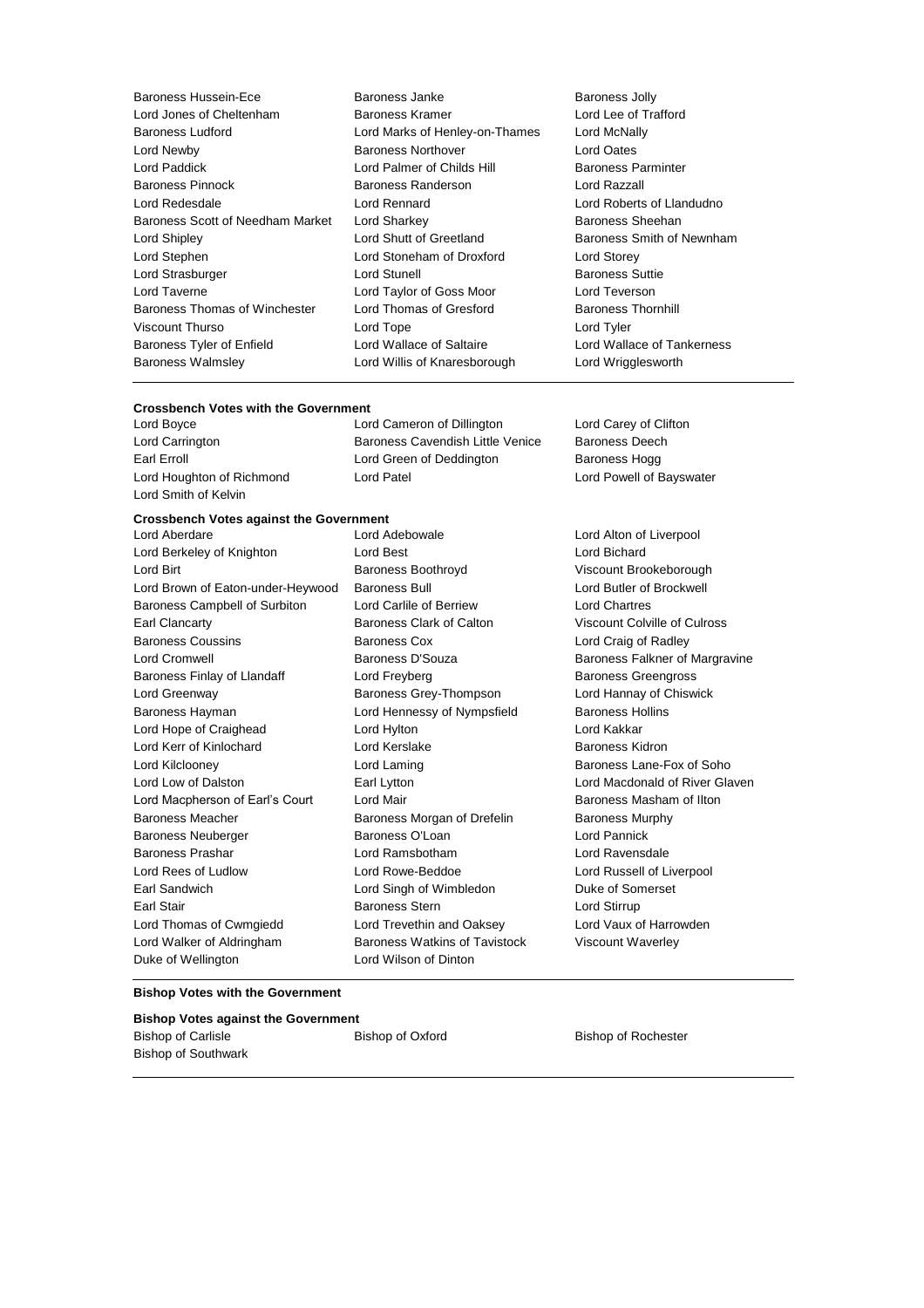Baroness Hussein-Ece, Baroness Janke, Baroness Jolly, Lord Jones of Cheltenham, Baroness Kramer, Lord Lee of Trafford, Baroness Ludford, Lord Marks of Henley-on-Thames, Lord McNally, Lord Newby, Baroness Northover, Lord Oates, Lord Paddick, Lord Palmer of Childs Hill, Baroness Parminter, Baroness Pinnock, Baroness Randerson, Lord Razzall, Lord Redesdale, Lord Rennard, Lord Roberts of Llandudno, Baroness Scott of Needham Market, Lord Sharkey, Baroness Sheehan, Lord Shipley, Lord Shutt of Greetland, Baroness Smith of Newnham, Lord Stephen, Lord Stoneham of Droxford, Lord Storey, Lord Strasburger, Lord Stunell, Baroness Suttie, Lord Taverne, Lord Taylor of Goss Moor, Lord Teverson, Baroness Thomas of Winchester, Lord Thomas of Gresford, Baroness Thornhill, Viscount Thurso, Lord Tope, Lord Tyler, Baroness Tyler of Enfield, Lord Wallace of Saltaire, Lord Wallace of Tankerness, Baroness Walmsley, Lord Willis of Knaresborough, Lord Wrigglesworth

**Crossbench Votes with the Government**

Lord Boyce, Lord Cameron of Dillington, Lord Carey of Clifton, Lord Carrington, Baroness Cavendish Little Venice, Baroness Deech, Earl Erroll, Lord Green of Deddington, Baroness Hogg, Lord Houghton of Richmond, Lord Patel, Lord Powell of Bayswater, Lord Smith of Kelvin

**Crossbench Votes against the Government**

Lord Aberdare, Lord Adebowale, Lord Alton of Liverpool, Lord Berkeley of Knighton, Lord Best, Lord Bichard, Lord Birt, Baroness Boothroyd, Viscount Brookeborough, Lord Brown of Eaton-under-Heywood, Baroness Bull, Lord Butler of Brockwell, Baroness Campbell of Surbiton, Lord Carlile of Berriew, Lord Chartres, Earl Clancarty, Baroness Clark of Calton, Viscount Colville of Culross, Baroness Coussins, Baroness Cox, Lord Craig of Radley, Lord Cromwell, Baroness D'Souza, Baroness Falkner of Margravine, Baroness Finlay of Llandaff, Lord Freyberg, Baroness Greengross, Lord Greenway, Baroness Grey-Thompson, Lord Hannay of Chiswick, Baroness Hayman, Lord Hennessy of Nympsfield, Baroness Hollins, Lord Hope of Craighead, Lord Hylton, Lord Kakkar, Lord Kerr of Kinlochard, Lord Kerslake, Baroness Kidron, Lord Kilclooney, Lord Laming, Baroness Lane-Fox of Soho, Lord Low of Dalston, Earl Lytton, Lord Macdonald of River Glaven, Lord Macpherson of Earl's Court, Lord Mair, Baroness Masham of Ilton, Baroness Meacher, Baroness Morgan of Drefelin, Baroness Murphy, Baroness Neuberger, Baroness O'Loan, Lord Pannick, Baroness Prashar, Lord Ramsbotham, Lord Ravensdale, Lord Rees of Ludlow, Lord Rowe-Beddoe, Lord Russell of Liverpool, Earl Sandwich, Lord Singh of Wimbledon, Duke of Somerset, Earl Stair, Baroness Stern, Lord Stirrup, Lord Thomas of Cwmgiedd, Lord Trevethin and Oaksey, Lord Vaux of Harrowden, Lord Walker of Aldringham, Baroness Watkins of Tavistock, Viscount Waverley, Duke of Wellington, Lord Wilson of Dinton

**Bishop Votes with the Government**

**Bishop Votes against the Government**

Bishop of Carlisle, Bishop of Oxford, Bishop of Rochester, Bishop of Southwark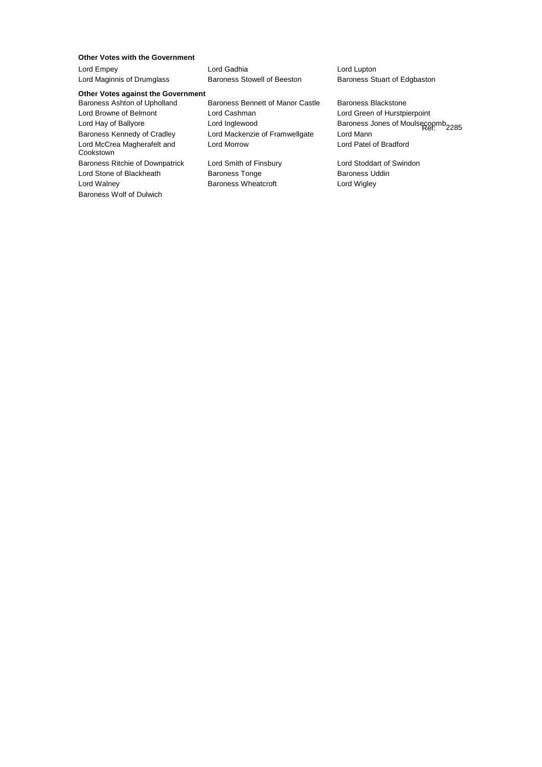**Other Votes with the Government**

Lord Empey
Lord Gadhia
Lord Lupton
Lord Maginnis of Drumglass
Baroness Stowell of Beeston
Baroness Stuart of Edgbaston

**Other Votes against the Government**

Baroness Ashton of Upholland
Baroness Bennett of Manor Castle
Baroness Blackstone
Lord Browne of Belmont
Lord Cashman
Lord Green of Hurstpierpoint
Lord Hay of Ballyore
Lord Inglewood
Baroness Jones of Moulsecoomb
Baroness Kennedy of Cradley
Lord Mackenzie of Framwellgate
Lord Mann
Lord McCrea Magherafelt and Cookstown
Lord Morrow
Lord Patel of Bradford
Baroness Ritchie of Downpatrick
Lord Smith of Finsbury
Lord Stoddart of Swindon
Lord Stone of Blackheath
Baroness Tonge
Baroness Uddin
Lord Walney
Baroness Wheatcroft
Lord Wigley
Baroness Wolf of Dulwich

Ref: 2285